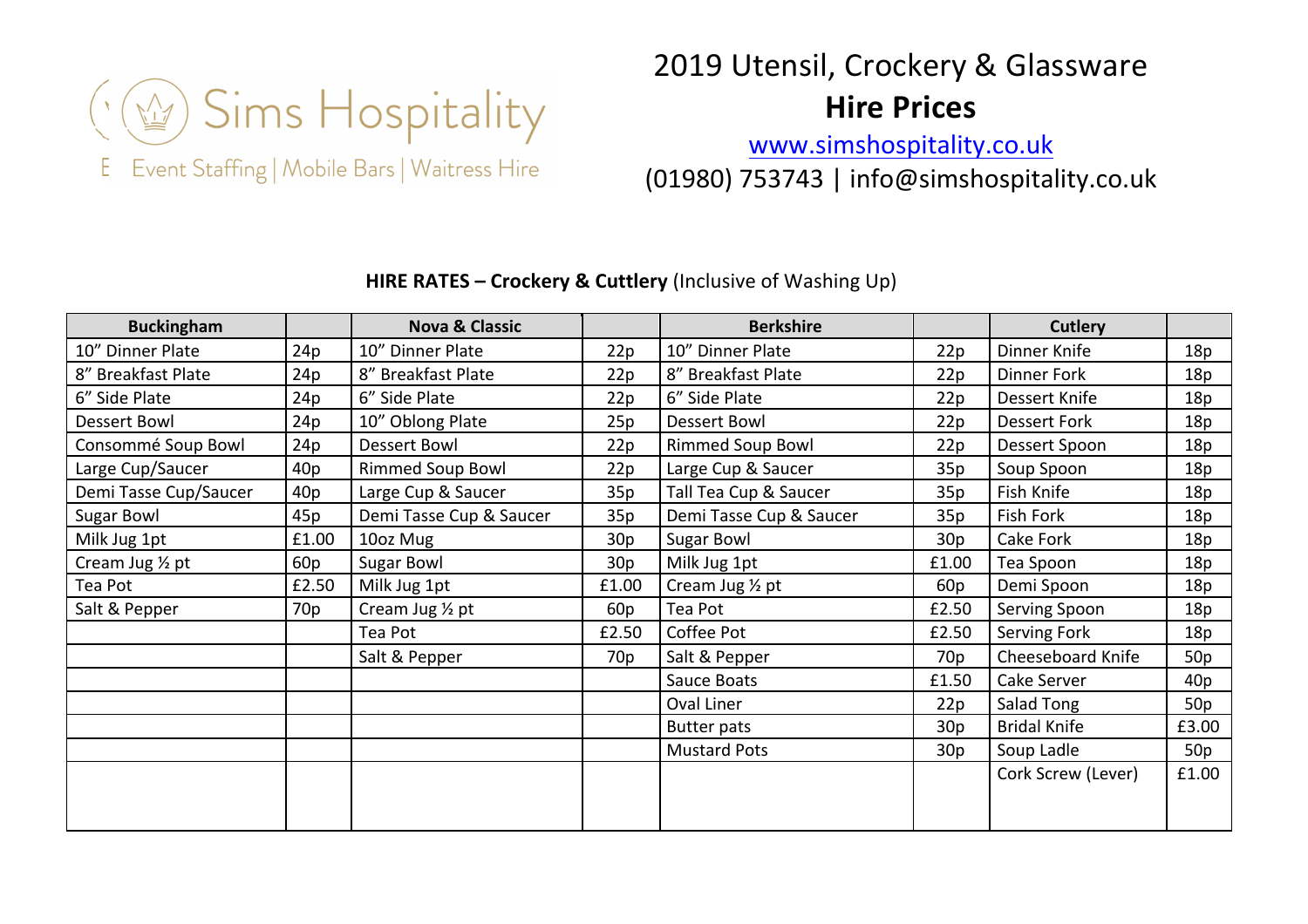Sims Hospitality

Event Staffing | Mobile Bars | Waitress Hire

# 2019 Utensil, Crockery & Glassware

# Hire Prices

www.simshospitality.co.uk

(01980) 753743 | info@simshospitality.co.uk

**HIRE RATES – Crockery & Cuttlery** (Inclusive of Washing Up)

| Buckingham | | Nova & Classic | | Berkshire | | Cutlery | |
|---|---|---|---|---|---|---|---|
| 10" Dinner Plate | 24p | 10" Dinner Plate | 22p | 10" Dinner Plate | 22p | Dinner Knife | 18p |
| 8" Breakfast Plate | 24p | 8" Breakfast Plate | 22p | 8" Breakfast Plate | 22p | Dinner Fork | 18p |
| 6" Side Plate | 24p | 6" Side Plate | 22p | 6" Side Plate | 22p | Dessert Knife | 18p |
| Dessert Bowl | 24p | 10" Oblong Plate | 25p | Dessert Bowl | 22p | Dessert Fork | 18p |
| Consommé Soup Bowl | 24p | Dessert Bowl | 22p | Rimmed Soup Bowl | 22p | Dessert Spoon | 18p |
| Large Cup/Saucer | 40p | Rimmed Soup Bowl | 22p | Large Cup & Saucer | 35p | Soup Spoon | 18p |
| Demi Tasse Cup/Saucer | 40p | Large Cup & Saucer | 35p | Tall Tea Cup & Saucer | 35p | Fish Knife | 18p |
| Sugar Bowl | 45p | Demi Tasse Cup & Saucer | 35p | Demi Tasse Cup & Saucer | 35p | Fish Fork | 18p |
| Milk Jug 1pt | £1.00 | 10oz Mug | 30p | Sugar Bowl | 30p | Cake Fork | 18p |
| Cream Jug ½ pt | 60p | Sugar Bowl | 30p | Milk Jug 1pt | £1.00 | Tea Spoon | 18p |
| Tea Pot | £2.50 | Milk Jug 1pt | £1.00 | Cream Jug ½ pt | 60p | Demi Spoon | 18p |
| Salt & Pepper | 70p | Cream Jug ½ pt | 60p | Tea Pot | £2.50 | Serving Spoon | 18p |
| | | Tea Pot | £2.50 | Coffee Pot | £2.50 | Serving Fork | 18p |
| | | Salt & Pepper | 70p | Salt & Pepper | 70p | Cheeseboard Knife | 50p |
| | | | | Sauce Boats | £1.50 | Cake Server | 40p |
| | | | | Oval Liner | 22p | Salad Tong | 50p |
| | | | | Butter pats | 30p | Bridal Knife | £3.00 |
| | | | | Mustard Pots | 30p | Soup Ladle | 50p |
| | | | | | | Cork Screw (Lever) | £1.00 |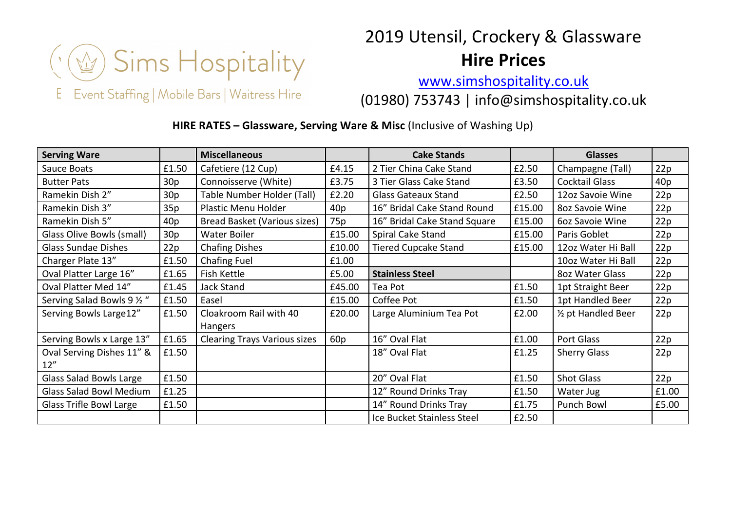Sims Hospitality

Event Staffing | Mobile Bars | Waitress Hire

# 2019 Utensil, Crockery & Glassware

## Hire Prices

www.simshospitality.co.uk

(01980) 753743 | info@simshospitality.co.uk

**HIRE RATES – Glassware, Serving Ware & Misc** (Inclusive of Washing Up)

| **Serving Ware** | | **Miscellaneous** | | **Cake Stands** | | **Glasses** | |
|---|---|---|---|---|---|---|---|
| Sauce Boats | £1.50 | Cafetiere (12 Cup) | £4.15 | 2 Tier China Cake Stand | £2.50 | Champagne (Tall) | 22p |
| Butter Pats | 30p | Connoisserve (White) | £3.75 | 3 Tier Glass Cake Stand | £3.50 | Cocktail Glass | 40p |
| Ramekin Dish 2” | 30p | Table Number Holder (Tall) | £2.20 | Glass Gateaux Stand | £2.50 | 12oz Savoie Wine | 22p |
| Ramekin Dish 3” | 35p | Plastic Menu Holder | 40p | 16” Bridal Cake Stand Round | £15.00 | 8oz Savoie Wine | 22p |
| Ramekin Dish 5” | 40p | Bread Basket (Various sizes) | 75p | 16” Bridal Cake Stand Square | £15.00 | 6oz Savoie Wine | 22p |
| Glass Olive Bowls (small) | 30p | Water Boiler | £15.00 | Spiral Cake Stand | £15.00 | Paris Goblet | 22p |
| Glass Sundae Dishes | 22p | Chafing Dishes | £10.00 | Tiered Cupcake Stand | £15.00 | 12oz Water Hi Ball | 22p |
| Charger Plate 13” | £1.50 | Chafing Fuel | £1.00 | | | 10oz Water Hi Ball | 22p |
| Oval Platter Large 16” | £1.65 | Fish Kettle | £5.00 | **Stainless Steel** | | 8oz Water Glass | 22p |
| Oval Platter Med 14” | £1.45 | Jack Stand | £45.00 | Tea Pot | £1.50 | 1pt Straight Beer | 22p |
| Serving Salad Bowls 9 ½ “ | £1.50 | Easel | £15.00 | Coffee Pot | £1.50 | 1pt Handled Beer | 22p |
| Serving Bowls Large12” | £1.50 | Cloakroom Rail with 40 Hangers | £20.00 | Large Aluminium Tea Pot | £2.00 | ½ pt Handled Beer | 22p |
| Serving Bowls x Large 13” | £1.65 | Clearing Trays Various sizes | 60p | 16” Oval Flat | £1.00 | Port Glass | 22p |
| Oval Serving Dishes 11” & 12” | £1.50 | | | 18” Oval Flat | £1.25 | Sherry Glass | 22p |
| Glass Salad Bowls Large | £1.50 | | | 20” Oval Flat | £1.50 | Shot Glass | 22p |
| Glass Salad Bowl Medium | £1.25 | | | 12” Round Drinks Tray | £1.50 | Water Jug | £1.00 |
| Glass Trifle Bowl Large | £1.50 | | | 14” Round Drinks Tray | £1.75 | Punch Bowl | £5.00 |
| | | | | Ice Bucket Stainless Steel | £2.50 | | |